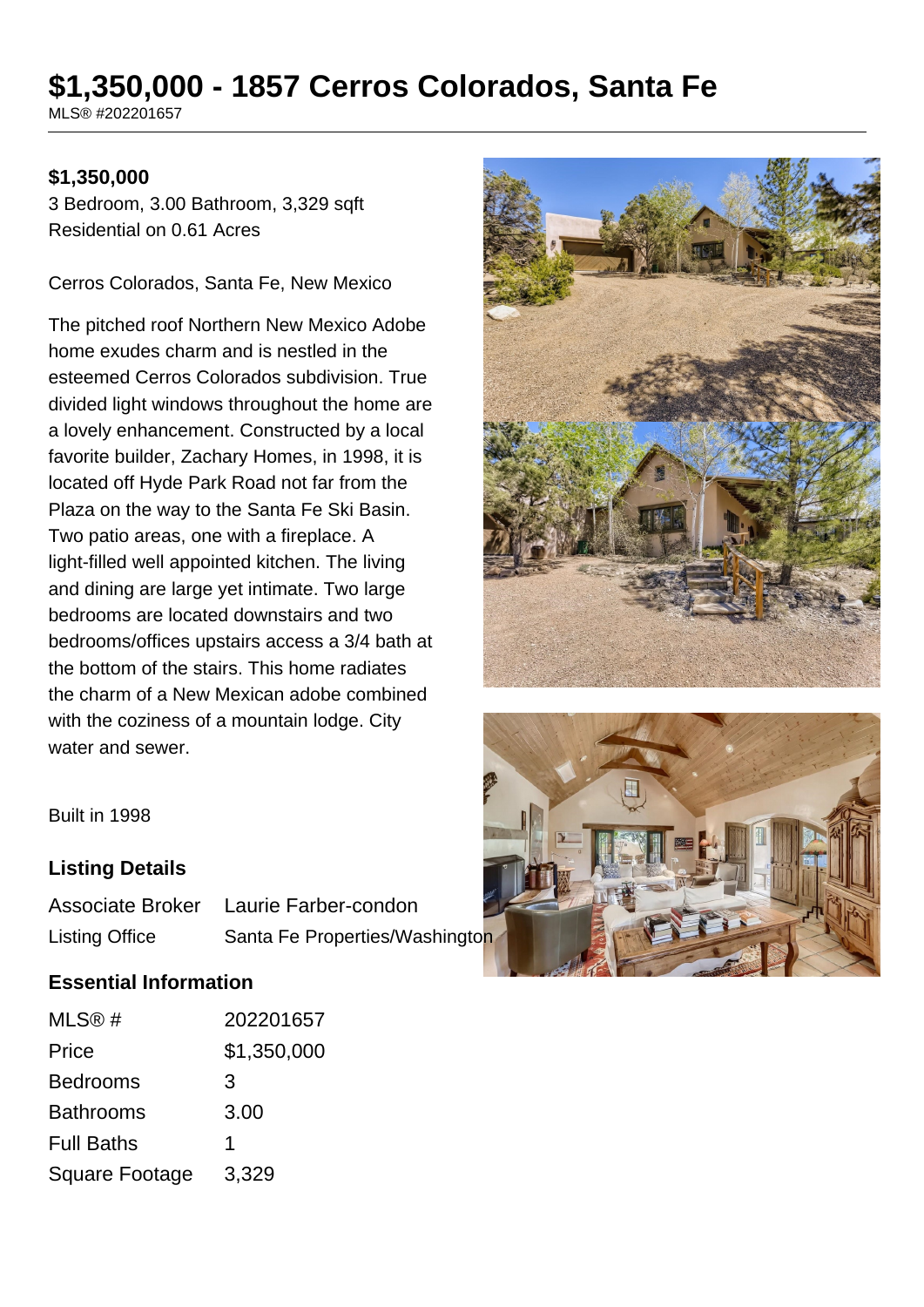# $1,350,000 - 1857 Cerros Colorados, Santa Fe

MLS® #202201657

**$1,350,000**

3 Bedroom, 3.00 Bathroom, 3,329 sqft
Residential on 0.61 Acres

Cerros Colorados, Santa Fe, New Mexico

The pitched roof Northern New Mexico Adobe home exudes charm and is nestled in the esteemed Cerros Colorados subdivision. True divided light windows throughout the home are a lovely enhancement. Constructed by a local favorite builder, Zachary Homes, in 1998, it is located off Hyde Park Road not far from the Plaza on the way to the Santa Fe Ski Basin. Two patio areas, one with a fireplace. A light-filled well appointed kitchen. The living and dining are large yet intimate. Two large bedrooms are located downstairs and two bedrooms/offices upstairs access a 3/4 bath at the bottom of the stairs. This home radiates the charm of a New Mexican adobe combined with the coziness of a mountain lodge. City water and sewer.

Built in 1998

## Listing Details

| | |
|---|---|
| Associate Broker | Laurie Farber-condon |
| Listing Office | Santa Fe Properties/Washington |

## Essential Information

| | |
|---|---|
| MLS® # | 202201657 |
| Price | $1,350,000 |
| Bedrooms | 3 |
| Bathrooms | 3.00 |
| Full Baths | 1 |
| Square Footage | 3,329 |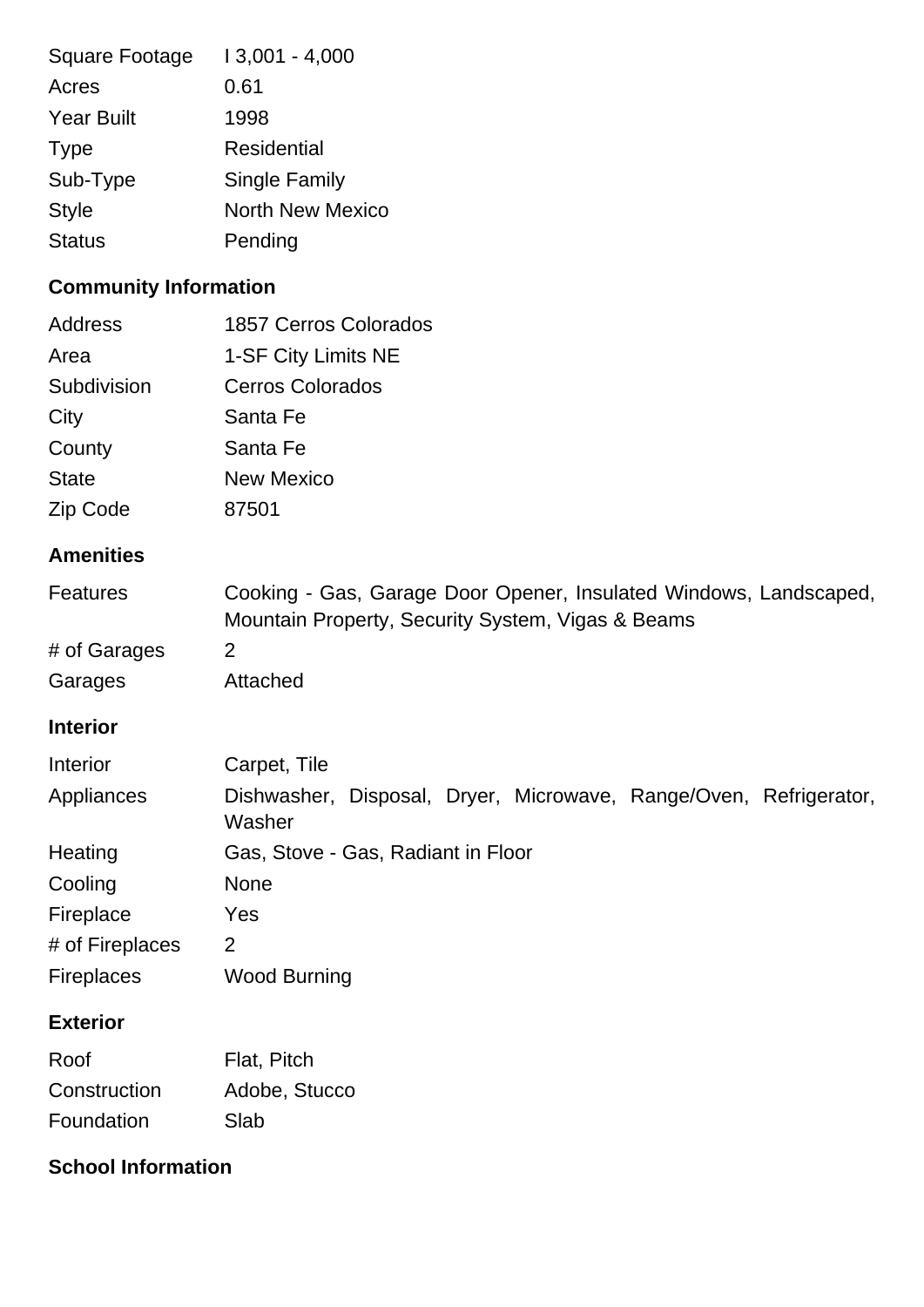| | |
|---|---|
| Square Footage | I 3,001 - 4,000 |
| Acres | 0.61 |
| Year Built | 1998 |
| Type | Residential |
| Sub-Type | Single Family |
| Style | North New Mexico |
| Status | Pending |

### Community Information

| | |
|---|---|
| Address | 1857 Cerros Colorados |
| Area | 1-SF City Limits NE |
| Subdivision | Cerros Colorados |
| City | Santa Fe |
| County | Santa Fe |
| State | New Mexico |
| Zip Code | 87501 |

### Amenities

| | |
|---|---|
| Features | Cooking - Gas, Garage Door Opener, Insulated Windows, Landscaped, Mountain Property, Security System, Vigas & Beams |
| # of Garages | 2 |
| Garages | Attached |

### Interior

| | |
|---|---|
| Interior | Carpet, Tile |
| Appliances | Dishwasher, Disposal, Dryer, Microwave, Range/Oven, Refrigerator, Washer |
| Heating | Gas, Stove - Gas, Radiant in Floor |
| Cooling | None |
| Fireplace | Yes |
| # of Fireplaces | 2 |
| Fireplaces | Wood Burning |

### Exterior

| | |
|---|---|
| Roof | Flat, Pitch |
| Construction | Adobe, Stucco |
| Foundation | Slab |

### School Information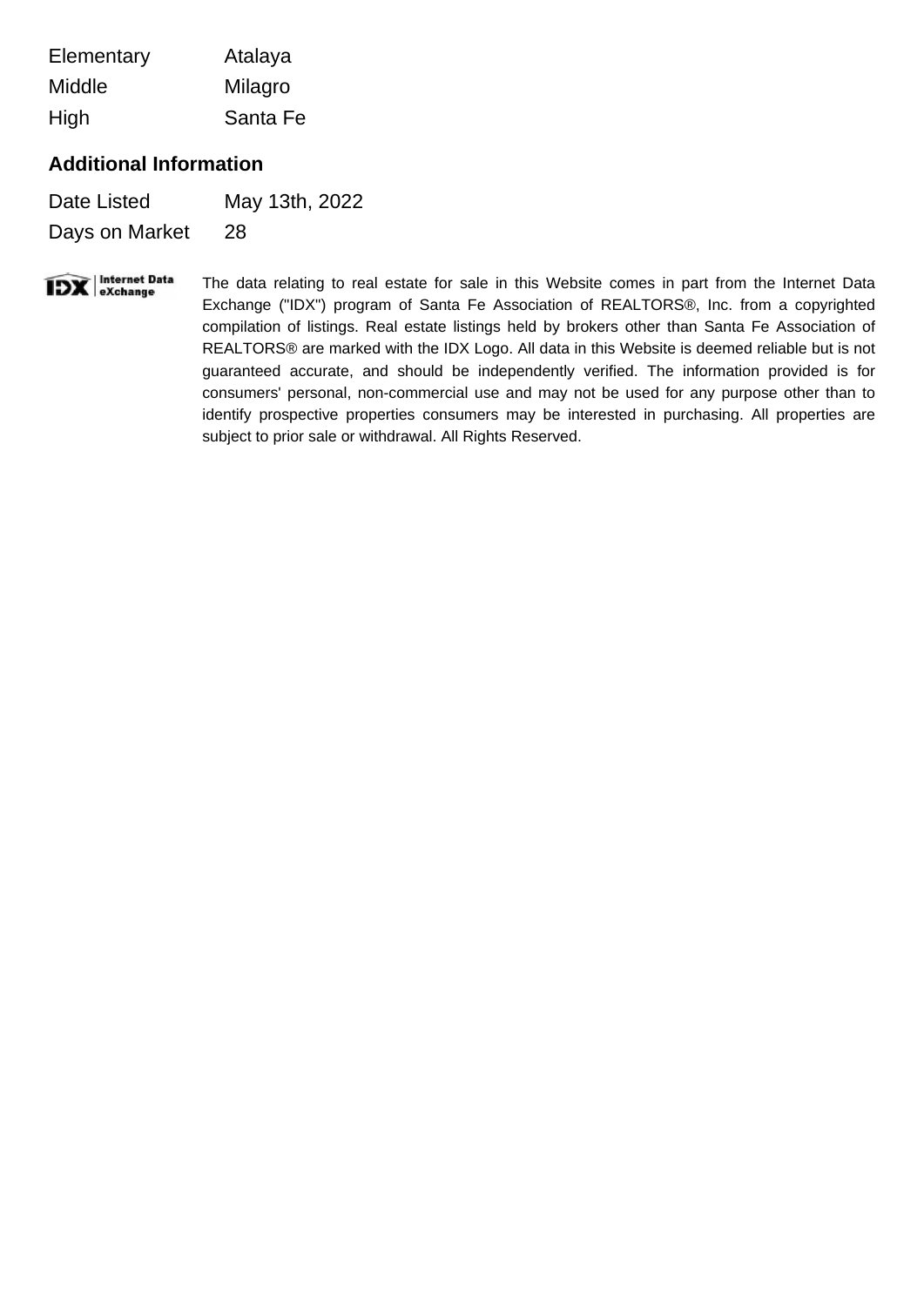| | |
|---|---|
| Elementary | Atalaya |
| Middle | Milagro |
| High | Santa Fe |

## Additional Information

| | |
|---|---|
| Date Listed | May 13th, 2022 |
| Days on Market | 28 |

IDX Internet Data eXchange

The data relating to real estate for sale in this Website comes in part from the Internet Data Exchange ("IDX") program of Santa Fe Association of REALTORS®, Inc. from a copyrighted compilation of listings. Real estate listings held by brokers other than Santa Fe Association of REALTORS® are marked with the IDX Logo. All data in this Website is deemed reliable but is not guaranteed accurate, and should be independently verified. The information provided is for consumers' personal, non-commercial use and may not be used for any purpose other than to identify prospective properties consumers may be interested in purchasing. All properties are subject to prior sale or withdrawal. All Rights Reserved.